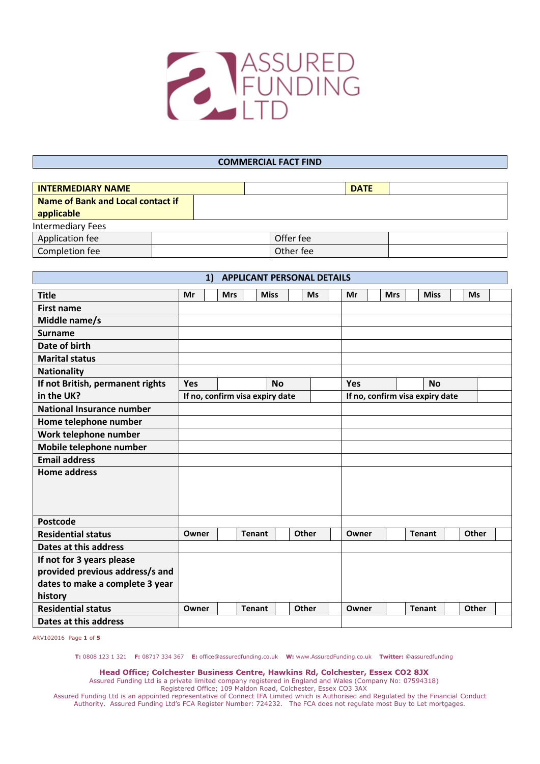# ASSURED FUNDING LTD

## COMMERCIAL FACT FIND

| INTERMEDIARY NAME | | DATE | |
|---|---|---|---|
| Name of Bank and Local contact if applicable | | | |

Intermediary Fees

| Application fee | | Offer fee | |
|---|---|---|---|
| Completion fee | | Other fee | |

## 1) APPLICANT PERSONAL DETAILS

| Title | Mr | | Mrs | | Miss | | Ms | | Mr | | Mrs | | Miss | | Ms | |
|---|---|---|---|---|---|---|---|---|---|---|---|---|---|---|---|---|
| First name | | | | | | | | | | | | | | | | |
| Middle name/s | | | | | | | | | | | | | | | | |
| Surname | | | | | | | | | | | | | | | | |
| Date of birth | | | | | | | | | | | | | | | | |
| Marital status | | | | | | | | | | | | | | | | |
| Nationality | | | | | | | | | | | | | | | | |
| If not British, permanent rights in the UK? | Yes | | No | | | | | | Yes | | No | | | | | |
| | If no, confirm visa expiry date | | | | | | | | If no, confirm visa expiry date | | | | | | | |
| National Insurance number | | | | | | | | | | | | | | | | |
| Home telephone number | | | | | | | | | | | | | | | | |
| Work telephone number | | | | | | | | | | | | | | | | |
| Mobile telephone number | | | | | | | | | | | | | | | | |
| Email address | | | | | | | | | | | | | | | | |
| Home address | | | | | | | | | | | | | | | | |
| Postcode | | | | | | | | | | | | | | | | |
| Residential status | Owner | | Tenant | | Other | | | | Owner | | Tenant | | Other | | | |
| Dates at this address | | | | | | | | | | | | | | | | |
| If not for 3 years please provided previous address/s and dates to make a complete 3 year history | | | | | | | | | | | | | | | | |
| Residential status | Owner | | Tenant | | Other | | | | Owner | | Tenant | | Other | | | |
| Dates at this address | | | | | | | | | | | | | | | | |

ARV102016

**T:** 0808 123 1 321 **F:** 08717 334 367 **E:** office@assuredfunding.co.uk **W:** www.AssuredFunding.co.uk **Twitter:** @assuredfunding

**Head Office; Colchester Business Centre, Hawkins Rd, Colchester, Essex CO2 8JX**
Assured Funding Ltd is a private limited company registered in England and Wales (Company No: 07594318)
Registered Office; 109 Maldon Road, Colchester, Essex CO3 3AX
Assured Funding Ltd is an appointed representative of Connect IFA Limited which is Authorised and Regulated by the Financial Conduct Authority. Assured Funding Ltd's FCA Register Number: 724232. The FCA does not regulate most Buy to Let mortgages.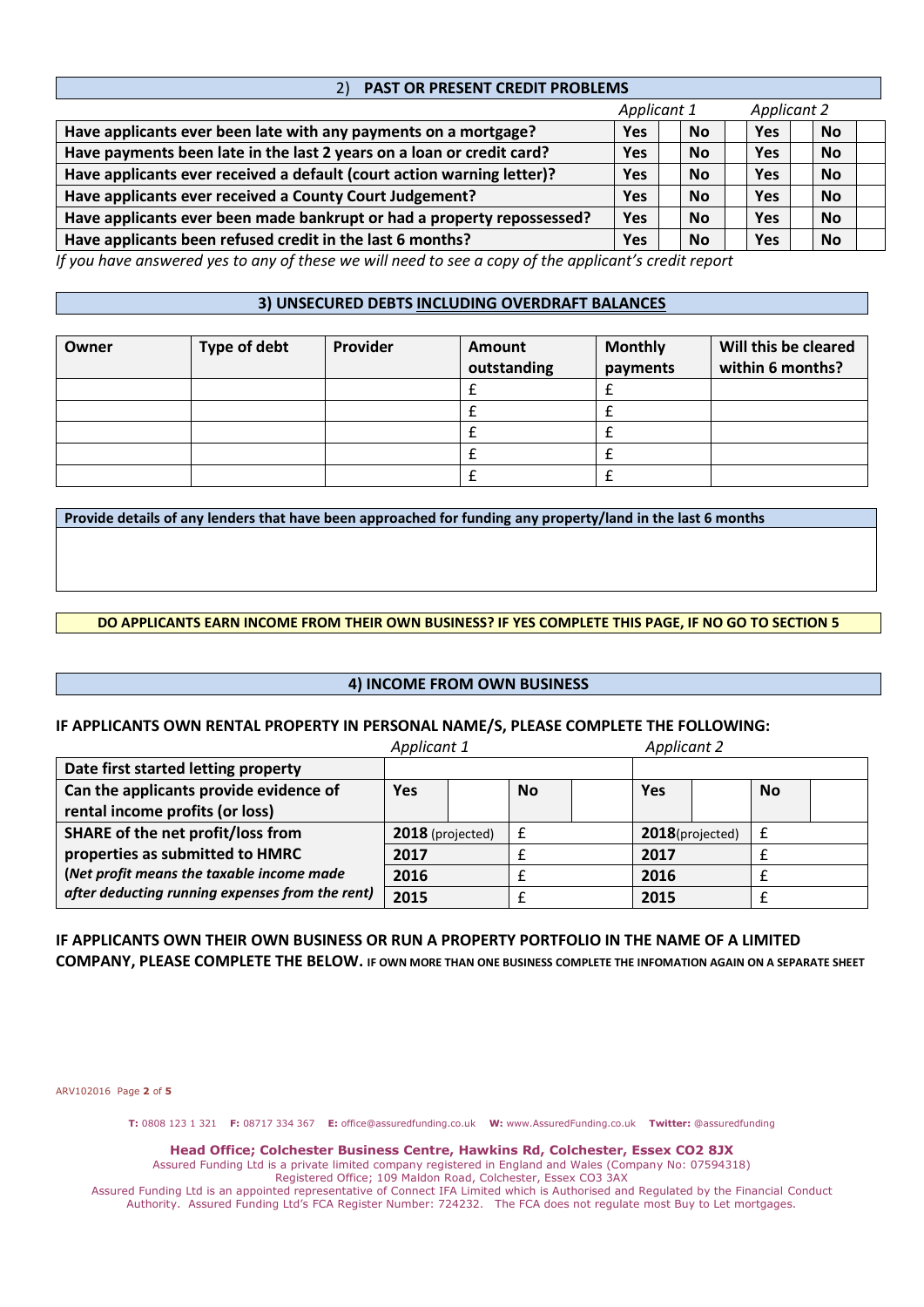## 2) PAST OR PRESENT CREDIT PROBLEMS

| | Applicant 1 | | | | Applicant 2 | | | |
|---|---|---|---|---|---|---|---|---|
| **Have applicants ever been late with any payments on a mortgage?** | **Yes** | | **No** | | **Yes** | | **No** | |
| **Have payments been late in the last 2 years on a loan or credit card?** | **Yes** | | **No** | | **Yes** | | **No** | |
| **Have applicants ever received a default (court action warning letter)?** | **Yes** | | **No** | | **Yes** | | **No** | |
| **Have applicants ever received a County Court Judgement?** | **Yes** | | **No** | | **Yes** | | **No** | |
| **Have applicants ever been made bankrupt or had a property repossessed?** | **Yes** | | **No** | | **Yes** | | **No** | |
| **Have applicants been refused credit in the last 6 months?** | **Yes** | | **No** | | **Yes** | | **No** | |

*If you have answered yes to any of these we will need to see a copy of the applicant's credit report*

## 3) UNSECURED DEBTS INCLUDING OVERDRAFT BALANCES

| Owner | Type of debt | Provider | Amount outstanding | Monthly payments | Will this be cleared within 6 months? |
|---|---|---|---|---|---|
| | | | £ | £ | |
| | | | £ | £ | |
| | | | £ | £ | |
| | | | £ | £ | |
| | | | £ | £ | |

**Provide details of any lenders that have been approached for funding any property/land in the last 6 months**

**DO APPLICANTS EARN INCOME FROM THEIR OWN BUSINESS? IF YES COMPLETE THIS PAGE, IF NO GO TO SECTION 5**

## 4) INCOME FROM OWN BUSINESS

### IF APPLICANTS OWN RENTAL PROPERTY IN PERSONAL NAME/S, PLEASE COMPLETE THE FOLLOWING:

| | Applicant 1 | | | | Applicant 2 | | | |
|---|---|---|---|---|---|---|---|---|
| **Date first started letting property** | | | | | | | | |
| **Can the applicants provide evidence of rental income profits (or loss)** | **Yes** | | **No** | | **Yes** | | **No** | |
| **SHARE of the net profit/loss from properties as submitted to HMRC** | **2018** (projected) | £ | | | **2018**(projected) | £ | | |
| **(*Net profit means the taxable income made* | **2017** | £ | | | **2017** | £ | | |
| ***after deducting running expenses from the rent*)** | **2016** | £ | | | **2016** | £ | | |
| | **2015** | £ | | | **2015** | £ | | |

**IF APPLICANTS OWN THEIR OWN BUSINESS OR RUN A PROPERTY PORTFOLIO IN THE NAME OF A LIMITED COMPANY, PLEASE COMPLETE THE BELOW.** **IF OWN MORE THAN ONE BUSINESS COMPLETE THE INFOMATION AGAIN ON A SEPARATE SHEET**

ARV102016

**T:** 0808 123 1 321 **F:** 08717 334 367 **E:** office@assuredfunding.co.uk **W:** www.AssuredFunding.co.uk **Twitter:** @assuredfunding

**Head Office; Colchester Business Centre, Hawkins Rd, Colchester, Essex CO2 8JX**
Assured Funding Ltd is a private limited company registered in England and Wales (Company No: 07594318)
Registered Office; 109 Maldon Road, Colchester, Essex CO3 3AX
Assured Funding Ltd is an appointed representative of Connect IFA Limited which is Authorised and Regulated by the Financial Conduct Authority. Assured Funding Ltd's FCA Register Number: 724232. The FCA does not regulate most Buy to Let mortgages.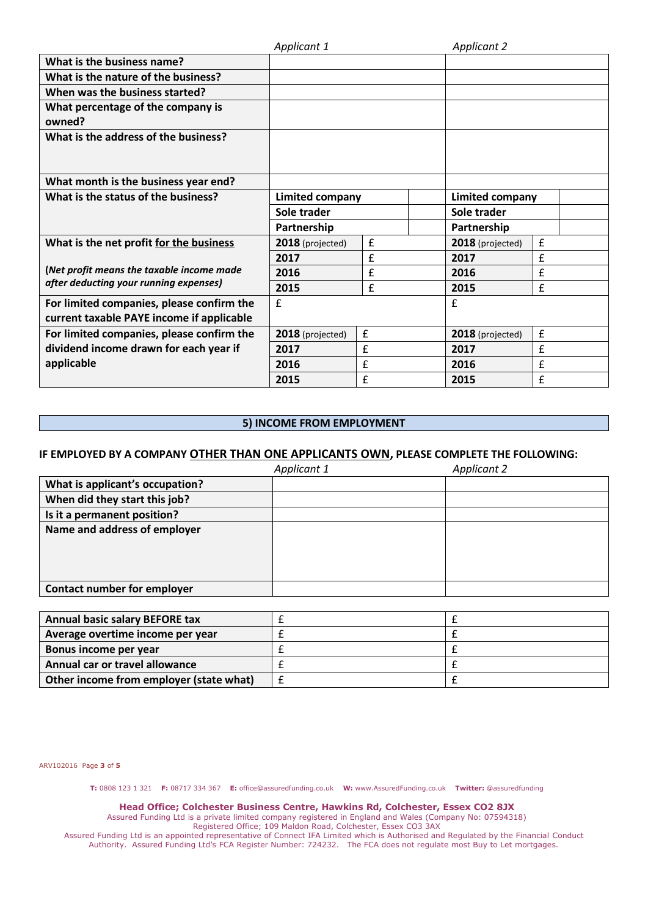| | Applicant 1 | | | Applicant 2 | | |
|---|---|---|---|---|---|---|
| **What is the business name?** | | | | | | |
| **What is the nature of the business?** | | | | | | |
| **When was the business started?** | | | | | | |
| **What percentage of the company is owned?** | | | | | | |
| **What is the address of the business?** | | | | | | |
| **What month is the business year end?** | | | | | | |
| **What is the status of the business?** | **Limited company** | | | **Limited company** | | |
| | **Sole trader** | | | **Sole trader** | | |
| | **Partnership** | | | **Partnership** | | |
| **What is the net profit <u>for the business</u>** | **2018** (projected) | £ | | **2018** (projected) | £ | |
| | **2017** | £ | | **2017** | £ | |
| **(*Net profit means the taxable income made after deducting your running expenses)*** | **2016** | £ | | **2016** | £ | |
| | **2015** | £ | | **2015** | £ | |
| **For limited companies, please confirm the current taxable PAYE income if applicable** | £ | | | £ | | |
| **For limited companies, please confirm the dividend income drawn for each year if applicable** | **2018** (projected) | £ | | **2018** (projected) | £ | |
| | **2017** | £ | | **2017** | £ | |
| | **2016** | £ | | **2016** | £ | |
| | **2015** | £ | | **2015** | £ | |

## 5) INCOME FROM EMPLOYMENT

**IF EMPLOYED BY A COMPANY <u>OTHER THAN ONE APPLICANTS OWN</u>, PLEASE COMPLETE THE FOLLOWING:**

| | *Applicant 1* | *Applicant 2* |
|---|---|---|
| **What is applicant's occupation?** | | |
| **When did they start this job?** | | |
| **Is it a permanent position?** | | |
| **Name and address of employer** | | |
| **Contact number for employer** | | |

| | | |
|---|---|---|
| **Annual basic salary BEFORE tax** | £ | £ |
| **Average overtime income per year** | £ | £ |
| **Bonus income per year** | £ | £ |
| **Annual car or travel allowance** | £ | £ |
| **Other income from employer (state what)** | £ | £ |

ARV102016

**T:** 0808 123 1 321 **F:** 08717 334 367 **E:** office@assuredfunding.co.uk **W:** www.AssuredFunding.co.uk **Twitter:** @assuredfunding

**Head Office; Colchester Business Centre, Hawkins Rd, Colchester, Essex CO2 8JX**
Assured Funding Ltd is a private limited company registered in England and Wales (Company No: 07594318)
Registered Office; 109 Maldon Road, Colchester, Essex CO3 3AX
Assured Funding Ltd is an appointed representative of Connect IFA Limited which is Authorised and Regulated by the Financial Conduct Authority. Assured Funding Ltd's FCA Register Number: 724232. The FCA does not regulate most Buy to Let mortgages.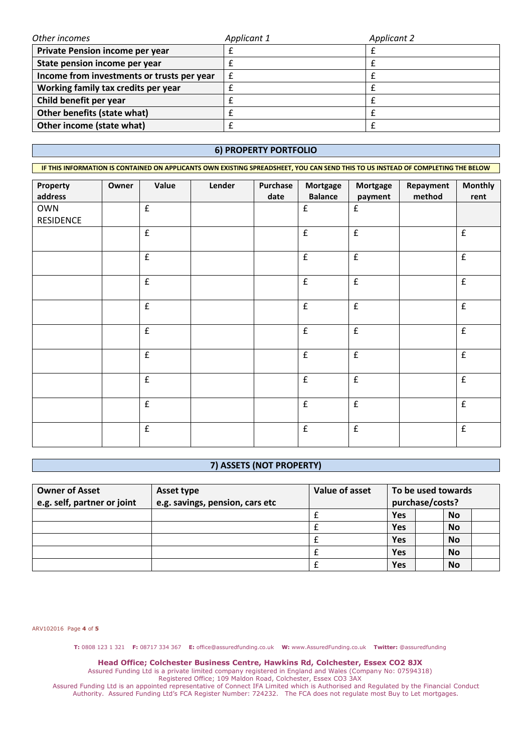| *Other incomes* | *Applicant 1* | *Applicant 2* |
|---|---|---|
| **Private Pension income per year** | £ | £ |
| **State pension income per year** | £ | £ |
| **Income from investments or trusts per year** | £ | £ |
| **Working family tax credits per year** | £ | £ |
| **Child benefit per year** | £ | £ |
| **Other benefits (state what)** | £ | £ |
| **Other income (state what)** | £ | £ |

## 6) PROPERTY PORTFOLIO

**IF THIS INFORMATION IS CONTAINED ON APPLICANTS OWN EXISTING SPREADSHEET, YOU CAN SEND THIS TO US INSTEAD OF COMPLETING THE BELOW**

| Property address | Owner | Value | Lender | Purchase date | Mortgage Balance | Mortgage payment | Repayment method | Monthly rent |
|---|---|---|---|---|---|---|---|---|
| OWN RESIDENCE | | £ | | | £ | £ | | |
| | | £ | | | £ | £ | | £ |
| | | £ | | | £ | £ | | £ |
| | | £ | | | £ | £ | | £ |
| | | £ | | | £ | £ | | £ |
| | | £ | | | £ | £ | | £ |
| | | £ | | | £ | £ | | £ |
| | | £ | | | £ | £ | | £ |
| | | £ | | | £ | £ | | £ |
| | | £ | | | £ | £ | | £ |

## 7) ASSETS (NOT PROPERTY)

| Owner of Asset e.g. self, partner or joint | Asset type e.g. savings, pension, cars etc | Value of asset | To be used towards purchase/costs? | | | |
|---|---|---|---|---|---|---|
| | | £ | Yes | | No | |
| | | £ | Yes | | No | |
| | | £ | Yes | | No | |
| | | £ | Yes | | No | |
| | | £ | Yes | | No | |

ARV102016

**T:** 0808 123 1 321 **F:** 08717 334 367 **E:** office@assuredfunding.co.uk **W:** www.AssuredFunding.co.uk **Twitter:** @assuredfunding

**Head Office; Colchester Business Centre, Hawkins Rd, Colchester, Essex CO2 8JX**

Assured Funding Ltd is a private limited company registered in England and Wales (Company No: 07594318)

Registered Office; 109 Maldon Road, Colchester, Essex CO3 3AX

Assured Funding Ltd is an appointed representative of Connect IFA Limited which is Authorised and Regulated by the Financial Conduct Authority. Assured Funding Ltd's FCA Register Number: 724232. The FCA does not regulate most Buy to Let mortgages.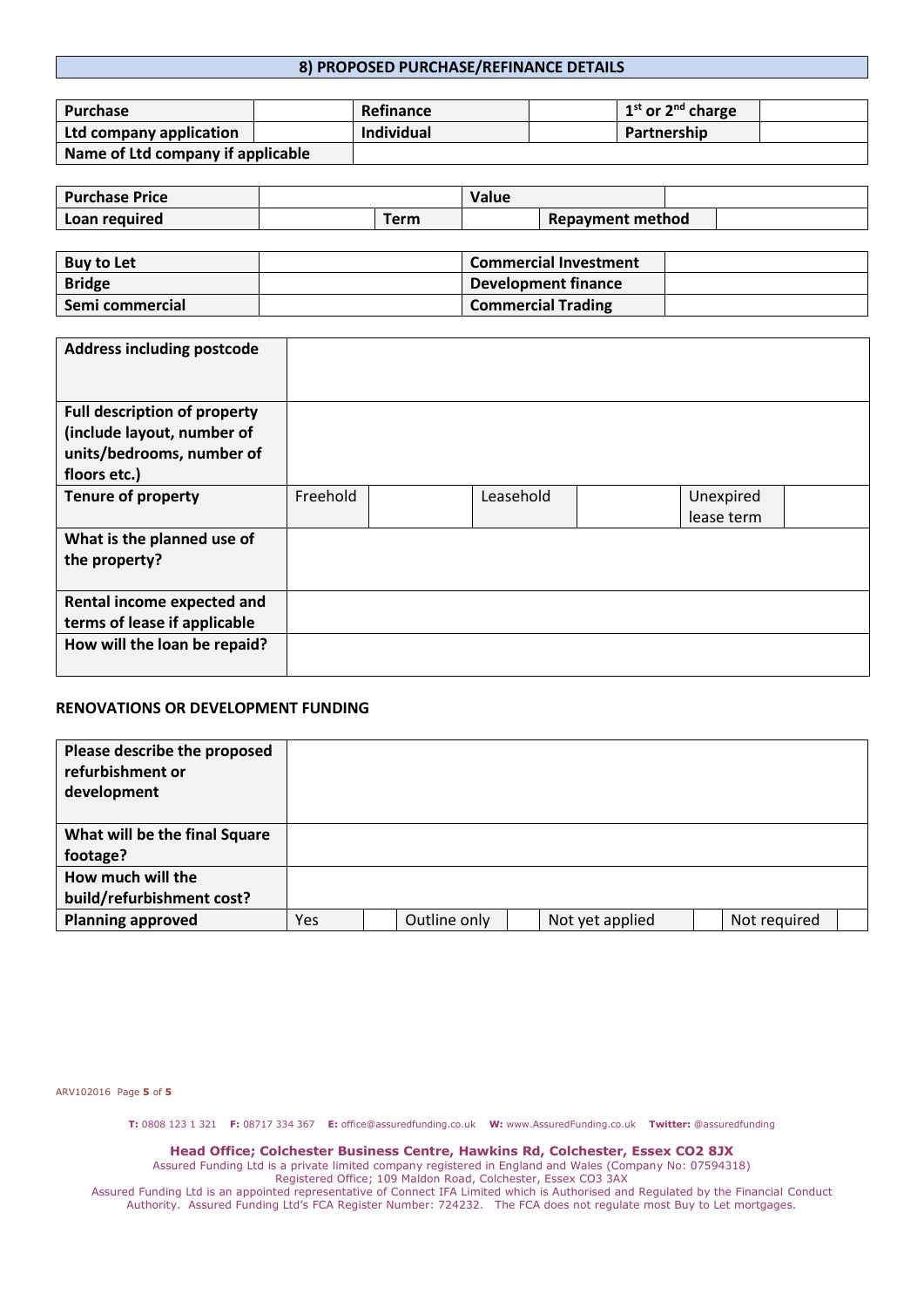## 8) PROPOSED PURCHASE/REFINANCE DETAILS

| | | | | | |
|---|---|---|---|---|---|
| **Purchase** | | **Refinance** | | **1st or 2nd charge** | |
| **Ltd company application** | | **Individual** | | **Partnership** | |
| **Name of Ltd company if applicable** | | | | | |

| | | | | | |
|---|---|---|---|---|---|
| **Purchase Price** | | | **Value** | | |
| **Loan required** | | **Term** | | **Repayment method** | |

| | | | |
|---|---|---|---|
| **Buy to Let** | | **Commercial Investment** | |
| **Bridge** | | **Development finance** | |
| **Semi commercial** | | **Commercial Trading** | |

| | | | | | | |
|---|---|---|---|---|---|---|
| **Address including postcode** | | | | | | |
| **Full description of property (include layout, number of units/bedrooms, number of floors etc.)** | | | | | | |
| **Tenure of property** | Freehold | | Leasehold | | Unexpired lease term | |
| **What is the planned use of the property?** | | | | | | |
| **Rental income expected and terms of lease if applicable** | | | | | | |
| **How will the loan be repaid?** | | | | | | |

### RENOVATIONS OR DEVELOPMENT FUNDING

| | | | | | | | | |
|---|---|---|---|---|---|---|---|---|
| **Please describe the proposed refurbishment or development** | | | | | | | | |
| **What will be the final Square footage?** | | | | | | | | |
| **How much will the build/refurbishment cost?** | | | | | | | | |
| **Planning approved** | Yes | | Outline only | | Not yet applied | | Not required | |

ARV102016

**T:** 0808 123 1 321 **F:** 08717 334 367 **E:** office@assuredfunding.co.uk **W:** www.AssuredFunding.co.uk **Twitter:** @assuredfunding

**Head Office; Colchester Business Centre, Hawkins Rd, Colchester, Essex CO2 8JX**

Assured Funding Ltd is a private limited company registered in England and Wales (Company No: 07594318)
Registered Office; 109 Maldon Road, Colchester, Essex CO3 3AX
Assured Funding Ltd is an appointed representative of Connect IFA Limited which is Authorised and Regulated by the Financial Conduct Authority. Assured Funding Ltd's FCA Register Number: 724232. The FCA does not regulate most Buy to Let mortgages.